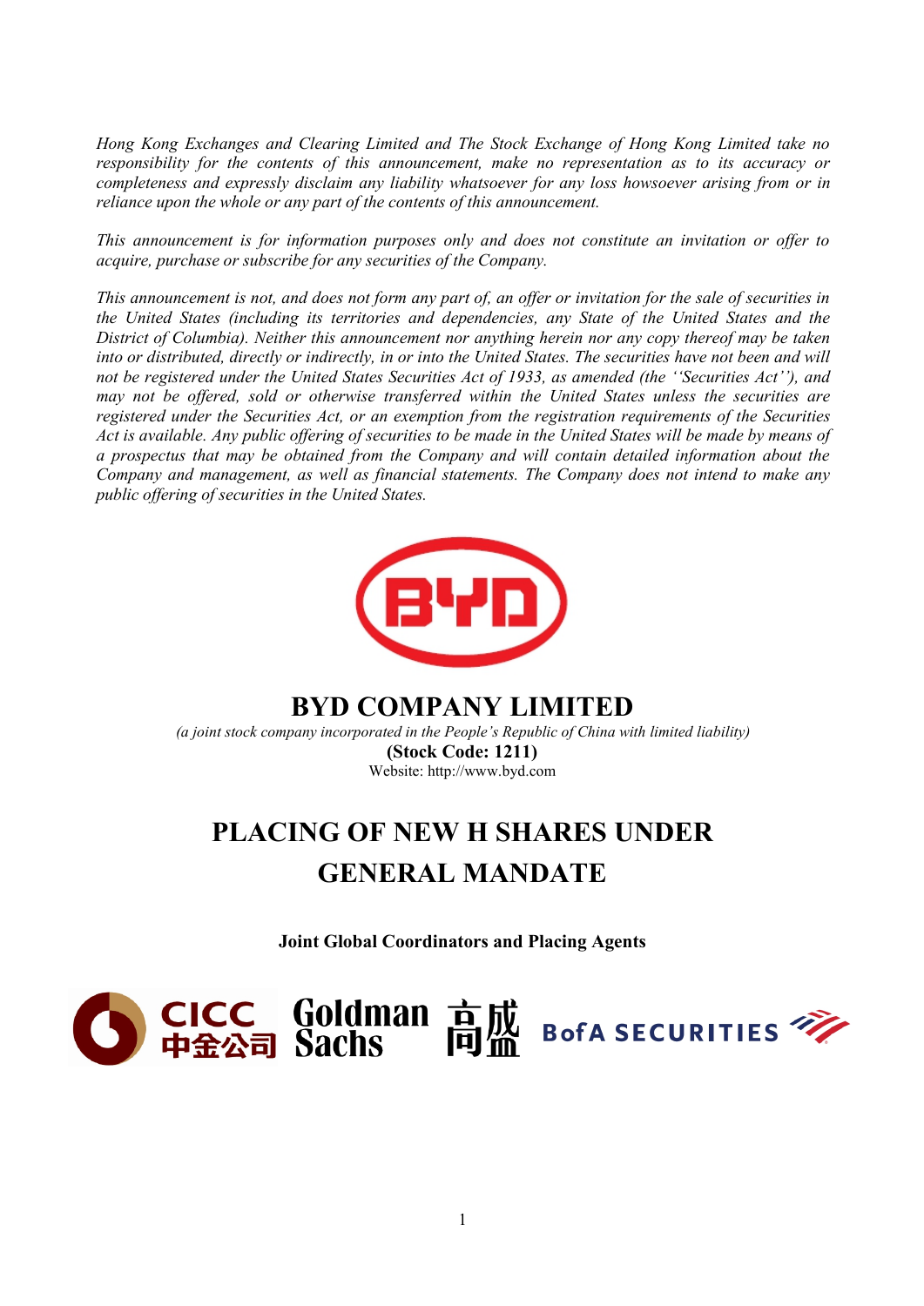*Hong Kong Exchanges and Clearing Limited and The Stock Exchange of Hong Kong Limited take no responsibility for the contents of this announcement, make no representation as to its accuracy or completeness and expressly disclaim any liability whatsoever for any loss howsoever arising from or in reliance upon the whole or any part of the contents of this announcement.*

*This announcement is for information purposes only and does not constitute an invitation or offer to acquire, purchase or subscribe for any securities of the Company.*

*This announcement is not, and does not form any part of, an offer or invitation for the sale of securities in the United States (including its territories and dependencies, any State of the United States and the District of Columbia). Neither this announcement nor anything herein nor any copy thereof may be taken into or distributed, directly or indirectly, in or into the United States. The securities have not been and will not be registered under the United States Securities Act of 1933, as amended (the ''Securities Act''), and may not be offered, sold or otherwise transferred within the United States unless the securities are registered under the Securities Act, or an exemption from the registration requirements of the Securities Act is available. Any public offering of securities to be made in the United States will be made by means of a prospectus that may be obtained from the Company and will contain detailed information about the Company and management, as well as financial statements. The Company does not intend to make any public offering of securities in the United States.*

# BYD COMPANY LIMITED

*(a joint stock company incorporated in the People's Republic of China with limited liability)*

**(Stock Code: 1211)**

Website: http://www.byd.com

# PLACING OF NEW H SHARES UNDER GENERAL MANDATE

**Joint Global Coordinators and Placing Agents**

CICC 中金公司 Goldman Sachs 高盛 BofA SECURITIES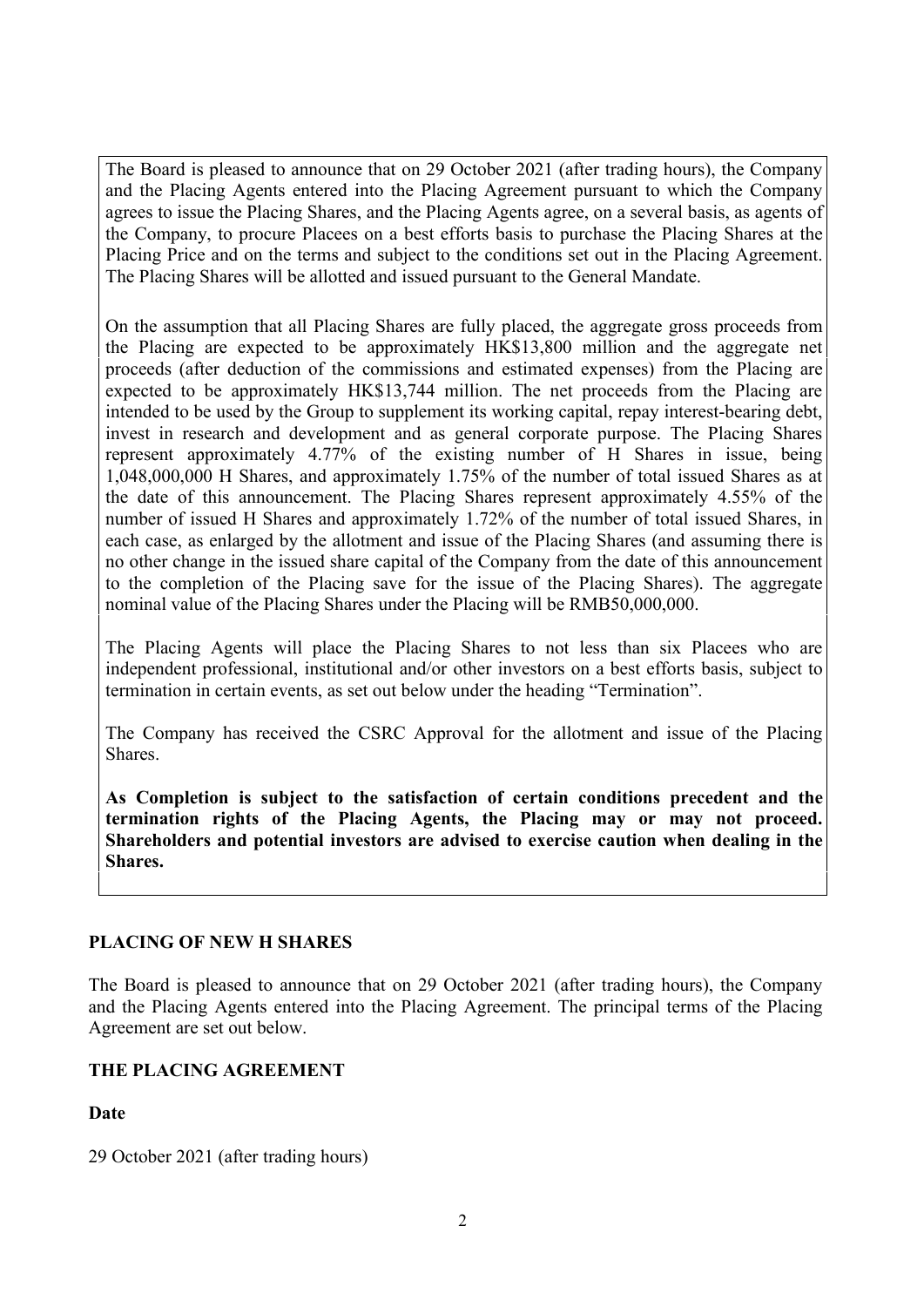The Board is pleased to announce that on 29 October 2021 (after trading hours), the Company and the Placing Agents entered into the Placing Agreement pursuant to which the Company agrees to issue the Placing Shares, and the Placing Agents agree, on a several basis, as agents of the Company, to procure Placees on a best efforts basis to purchase the Placing Shares at the Placing Price and on the terms and subject to the conditions set out in the Placing Agreement. The Placing Shares will be allotted and issued pursuant to the General Mandate.

On the assumption that all Placing Shares are fully placed, the aggregate gross proceeds from the Placing are expected to be approximately HK$13,800 million and the aggregate net proceeds (after deduction of the commissions and estimated expenses) from the Placing are expected to be approximately HK$13,744 million. The net proceeds from the Placing are intended to be used by the Group to supplement its working capital, repay interest-bearing debt, invest in research and development and as general corporate purpose. The Placing Shares represent approximately 4.77% of the existing number of H Shares in issue, being 1,048,000,000 H Shares, and approximately 1.75% of the number of total issued Shares as at the date of this announcement. The Placing Shares represent approximately 4.55% of the number of issued H Shares and approximately 1.72% of the number of total issued Shares, in each case, as enlarged by the allotment and issue of the Placing Shares (and assuming there is no other change in the issued share capital of the Company from the date of this announcement to the completion of the Placing save for the issue of the Placing Shares). The aggregate nominal value of the Placing Shares under the Placing will be RMB50,000,000.

The Placing Agents will place the Placing Shares to not less than six Placees who are independent professional, institutional and/or other investors on a best efforts basis, subject to termination in certain events, as set out below under the heading "Termination".

The Company has received the CSRC Approval for the allotment and issue of the Placing Shares.

**As Completion is subject to the satisfaction of certain conditions precedent and the termination rights of the Placing Agents, the Placing may or may not proceed. Shareholders and potential investors are advised to exercise caution when dealing in the Shares.**

## PLACING OF NEW H SHARES

The Board is pleased to announce that on 29 October 2021 (after trading hours), the Company and the Placing Agents entered into the Placing Agreement. The principal terms of the Placing Agreement are set out below.

## THE PLACING AGREEMENT

**Date**

29 October 2021 (after trading hours)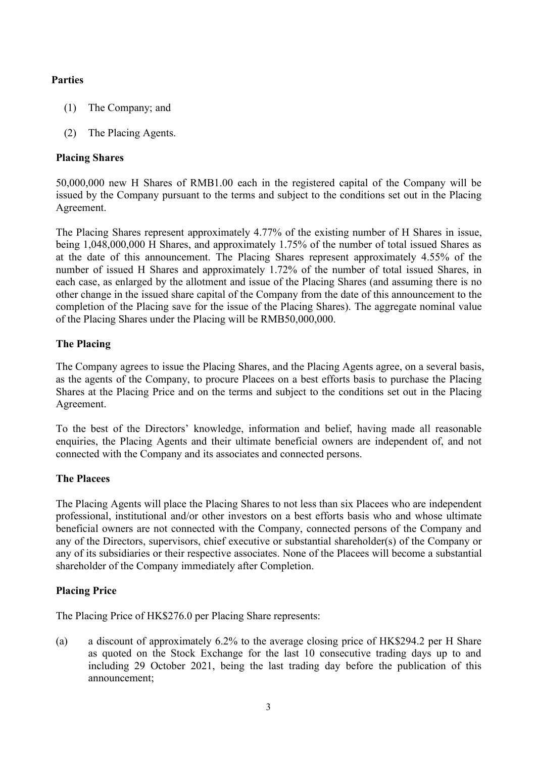**Parties**

(1) The Company; and

(2) The Placing Agents.

**Placing Shares**

50,000,000 new H Shares of RMB1.00 each in the registered capital of the Company will be issued by the Company pursuant to the terms and subject to the conditions set out in the Placing Agreement.

The Placing Shares represent approximately 4.77% of the existing number of H Shares in issue, being 1,048,000,000 H Shares, and approximately 1.75% of the number of total issued Shares as at the date of this announcement. The Placing Shares represent approximately 4.55% of the number of issued H Shares and approximately 1.72% of the number of total issued Shares, in each case, as enlarged by the allotment and issue of the Placing Shares (and assuming there is no other change in the issued share capital of the Company from the date of this announcement to the completion of the Placing save for the issue of the Placing Shares). The aggregate nominal value of the Placing Shares under the Placing will be RMB50,000,000.

**The Placing**

The Company agrees to issue the Placing Shares, and the Placing Agents agree, on a several basis, as the agents of the Company, to procure Placees on a best efforts basis to purchase the Placing Shares at the Placing Price and on the terms and subject to the conditions set out in the Placing Agreement.

To the best of the Directors' knowledge, information and belief, having made all reasonable enquiries, the Placing Agents and their ultimate beneficial owners are independent of, and not connected with the Company and its associates and connected persons.

**The Placees**

The Placing Agents will place the Placing Shares to not less than six Placees who are independent professional, institutional and/or other investors on a best efforts basis who and whose ultimate beneficial owners are not connected with the Company, connected persons of the Company and any of the Directors, supervisors, chief executive or substantial shareholder(s) of the Company or any of its subsidiaries or their respective associates. None of the Placees will become a substantial shareholder of the Company immediately after Completion.

**Placing Price**

The Placing Price of HK$276.0 per Placing Share represents:

(a) a discount of approximately 6.2% to the average closing price of HK$294.2 per H Share as quoted on the Stock Exchange for the last 10 consecutive trading days up to and including 29 October 2021, being the last trading day before the publication of this announcement;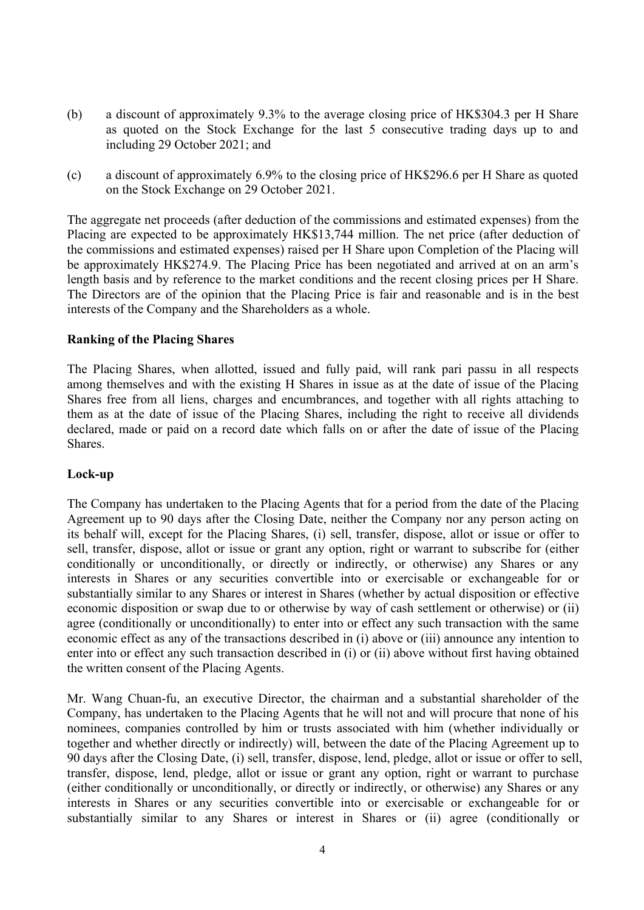(b) a discount of approximately 9.3% to the average closing price of HK$304.3 per H Share as quoted on the Stock Exchange for the last 5 consecutive trading days up to and including 29 October 2021; and

(c) a discount of approximately 6.9% to the closing price of HK$296.6 per H Share as quoted on the Stock Exchange on 29 October 2021.

The aggregate net proceeds (after deduction of the commissions and estimated expenses) from the Placing are expected to be approximately HK$13,744 million. The net price (after deduction of the commissions and estimated expenses) raised per H Share upon Completion of the Placing will be approximately HK$274.9. The Placing Price has been negotiated and arrived at on an arm's length basis and by reference to the market conditions and the recent closing prices per H Share. The Directors are of the opinion that the Placing Price is fair and reasonable and is in the best interests of the Company and the Shareholders as a whole.

**Ranking of the Placing Shares**

The Placing Shares, when allotted, issued and fully paid, will rank pari passu in all respects among themselves and with the existing H Shares in issue as at the date of issue of the Placing Shares free from all liens, charges and encumbrances, and together with all rights attaching to them as at the date of issue of the Placing Shares, including the right to receive all dividends declared, made or paid on a record date which falls on or after the date of issue of the Placing Shares.

**Lock-up**

The Company has undertaken to the Placing Agents that for a period from the date of the Placing Agreement up to 90 days after the Closing Date, neither the Company nor any person acting on its behalf will, except for the Placing Shares, (i) sell, transfer, dispose, allot or issue or offer to sell, transfer, dispose, allot or issue or grant any option, right or warrant to subscribe for (either conditionally or unconditionally, or directly or indirectly, or otherwise) any Shares or any interests in Shares or any securities convertible into or exercisable or exchangeable for or substantially similar to any Shares or interest in Shares (whether by actual disposition or effective economic disposition or swap due to or otherwise by way of cash settlement or otherwise) or (ii) agree (conditionally or unconditionally) to enter into or effect any such transaction with the same economic effect as any of the transactions described in (i) above or (iii) announce any intention to enter into or effect any such transaction described in (i) or (ii) above without first having obtained the written consent of the Placing Agents.

Mr. Wang Chuan-fu, an executive Director, the chairman and a substantial shareholder of the Company, has undertaken to the Placing Agents that he will not and will procure that none of his nominees, companies controlled by him or trusts associated with him (whether individually or together and whether directly or indirectly) will, between the date of the Placing Agreement up to 90 days after the Closing Date, (i) sell, transfer, dispose, lend, pledge, allot or issue or offer to sell, transfer, dispose, lend, pledge, allot or issue or grant any option, right or warrant to purchase (either conditionally or unconditionally, or directly or indirectly, or otherwise) any Shares or any interests in Shares or any securities convertible into or exercisable or exchangeable for or substantially similar to any Shares or interest in Shares or (ii) agree (conditionally or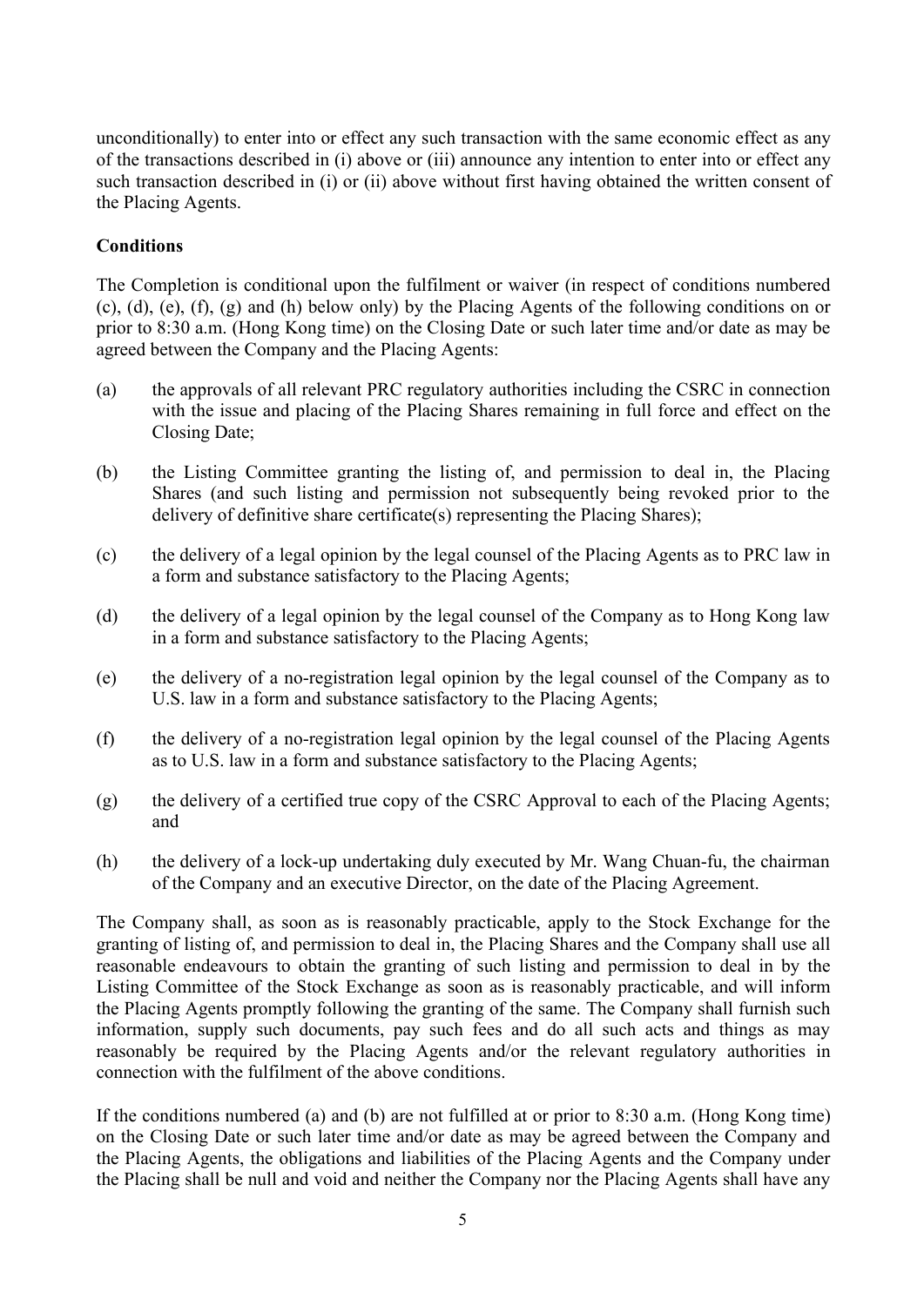unconditionally) to enter into or effect any such transaction with the same economic effect as any of the transactions described in (i) above or (iii) announce any intention to enter into or effect any such transaction described in (i) or (ii) above without first having obtained the written consent of the Placing Agents.

**Conditions**

The Completion is conditional upon the fulfilment or waiver (in respect of conditions numbered (c), (d), (e), (f), (g) and (h) below only) by the Placing Agents of the following conditions on or prior to 8:30 a.m. (Hong Kong time) on the Closing Date or such later time and/or date as may be agreed between the Company and the Placing Agents:

(a) the approvals of all relevant PRC regulatory authorities including the CSRC in connection with the issue and placing of the Placing Shares remaining in full force and effect on the Closing Date;

(b) the Listing Committee granting the listing of, and permission to deal in, the Placing Shares (and such listing and permission not subsequently being revoked prior to the delivery of definitive share certificate(s) representing the Placing Shares);

(c) the delivery of a legal opinion by the legal counsel of the Placing Agents as to PRC law in a form and substance satisfactory to the Placing Agents;

(d) the delivery of a legal opinion by the legal counsel of the Company as to Hong Kong law in a form and substance satisfactory to the Placing Agents;

(e) the delivery of a no-registration legal opinion by the legal counsel of the Company as to U.S. law in a form and substance satisfactory to the Placing Agents;

(f) the delivery of a no-registration legal opinion by the legal counsel of the Placing Agents as to U.S. law in a form and substance satisfactory to the Placing Agents;

(g) the delivery of a certified true copy of the CSRC Approval to each of the Placing Agents; and

(h) the delivery of a lock-up undertaking duly executed by Mr. Wang Chuan-fu, the chairman of the Company and an executive Director, on the date of the Placing Agreement.

The Company shall, as soon as is reasonably practicable, apply to the Stock Exchange for the granting of listing of, and permission to deal in, the Placing Shares and the Company shall use all reasonable endeavours to obtain the granting of such listing and permission to deal in by the Listing Committee of the Stock Exchange as soon as is reasonably practicable, and will inform the Placing Agents promptly following the granting of the same. The Company shall furnish such information, supply such documents, pay such fees and do all such acts and things as may reasonably be required by the Placing Agents and/or the relevant regulatory authorities in connection with the fulfilment of the above conditions.

If the conditions numbered (a) and (b) are not fulfilled at or prior to 8:30 a.m. (Hong Kong time) on the Closing Date or such later time and/or date as may be agreed between the Company and the Placing Agents, the obligations and liabilities of the Placing Agents and the Company under the Placing shall be null and void and neither the Company nor the Placing Agents shall have any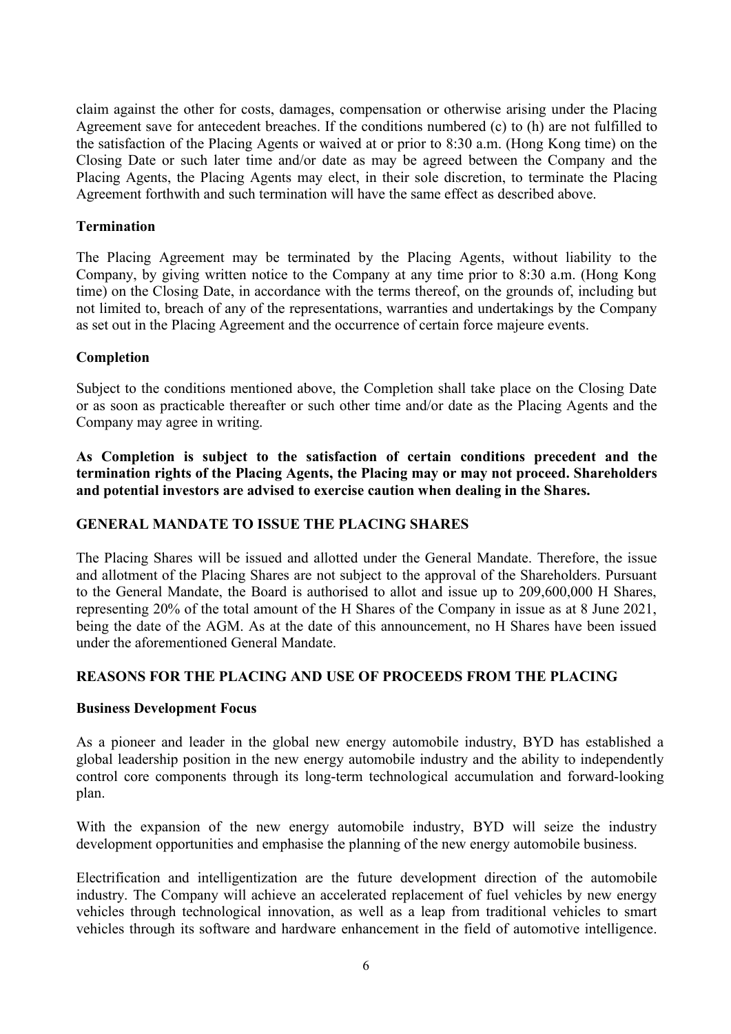claim against the other for costs, damages, compensation or otherwise arising under the Placing Agreement save for antecedent breaches. If the conditions numbered (c) to (h) are not fulfilled to the satisfaction of the Placing Agents or waived at or prior to 8:30 a.m. (Hong Kong time) on the Closing Date or such later time and/or date as may be agreed between the Company and the Placing Agents, the Placing Agents may elect, in their sole discretion, to terminate the Placing Agreement forthwith and such termination will have the same effect as described above.

**Termination**

The Placing Agreement may be terminated by the Placing Agents, without liability to the Company, by giving written notice to the Company at any time prior to 8:30 a.m. (Hong Kong time) on the Closing Date, in accordance with the terms thereof, on the grounds of, including but not limited to, breach of any of the representations, warranties and undertakings by the Company as set out in the Placing Agreement and the occurrence of certain force majeure events.

**Completion**

Subject to the conditions mentioned above, the Completion shall take place on the Closing Date or as soon as practicable thereafter or such other time and/or date as the Placing Agents and the Company may agree in writing.

**As Completion is subject to the satisfaction of certain conditions precedent and the termination rights of the Placing Agents, the Placing may or may not proceed. Shareholders and potential investors are advised to exercise caution when dealing in the Shares.**

## GENERAL MANDATE TO ISSUE THE PLACING SHARES

The Placing Shares will be issued and allotted under the General Mandate. Therefore, the issue and allotment of the Placing Shares are not subject to the approval of the Shareholders. Pursuant to the General Mandate, the Board is authorised to allot and issue up to 209,600,000 H Shares, representing 20% of the total amount of the H Shares of the Company in issue as at 8 June 2021, being the date of the AGM. As at the date of this announcement, no H Shares have been issued under the aforementioned General Mandate.

## REASONS FOR THE PLACING AND USE OF PROCEEDS FROM THE PLACING

**Business Development Focus**

As a pioneer and leader in the global new energy automobile industry, BYD has established a global leadership position in the new energy automobile industry and the ability to independently control core components through its long-term technological accumulation and forward-looking plan.

With the expansion of the new energy automobile industry, BYD will seize the industry development opportunities and emphasise the planning of the new energy automobile business.

Electrification and intelligentization are the future development direction of the automobile industry. The Company will achieve an accelerated replacement of fuel vehicles by new energy vehicles through technological innovation, as well as a leap from traditional vehicles to smart vehicles through its software and hardware enhancement in the field of automotive intelligence.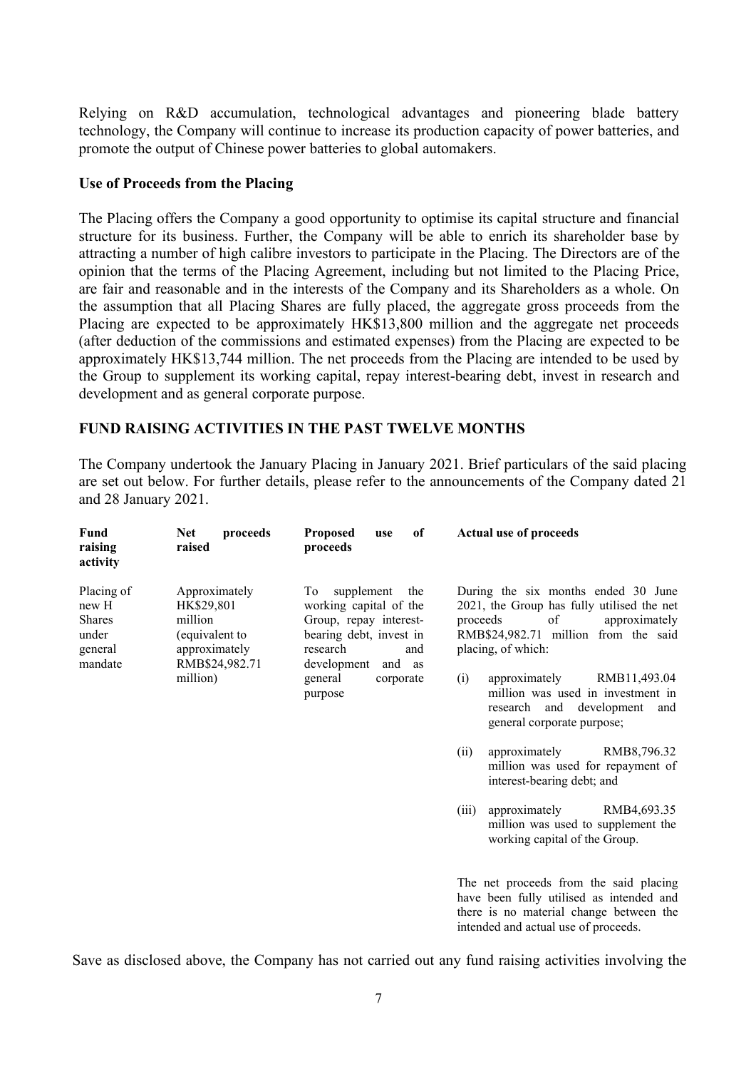Relying on R&D accumulation, technological advantages and pioneering blade battery technology, the Company will continue to increase its production capacity of power batteries, and promote the output of Chinese power batteries to global automakers.

**Use of Proceeds from the Placing**

The Placing offers the Company a good opportunity to optimise its capital structure and financial structure for its business. Further, the Company will be able to enrich its shareholder base by attracting a number of high calibre investors to participate in the Placing. The Directors are of the opinion that the terms of the Placing Agreement, including but not limited to the Placing Price, are fair and reasonable and in the interests of the Company and its Shareholders as a whole. On the assumption that all Placing Shares are fully placed, the aggregate gross proceeds from the Placing are expected to be approximately HK$13,800 million and the aggregate net proceeds (after deduction of the commissions and estimated expenses) from the Placing are expected to be approximately HK$13,744 million. The net proceeds from the Placing are intended to be used by the Group to supplement its working capital, repay interest-bearing debt, invest in research and development and as general corporate purpose.

## FUND RAISING ACTIVITIES IN THE PAST TWELVE MONTHS

The Company undertook the January Placing in January 2021. Brief particulars of the said placing are set out below. For further details, please refer to the announcements of the Company dated 21 and 28 January 2021.

| Fund raising activity | Net proceeds raised | Proposed use of proceeds | Actual use of proceeds |
|---|---|---|---|
| Placing of new H Shares under general mandate | Approximately HK$29,801 million (equivalent to approximately RMB$24,982.71 million) | To supplement the working capital of the Group, repay interest-bearing debt, invest in research and development and as general corporate purpose | During the six months ended 30 June 2021, the Group has fully utilised the net proceeds of approximately RMB$24,982.71 million from the said placing, of which:<br><br>(i) approximately RMB11,493.04 million was used in investment in research and development and general corporate purpose;<br><br>(ii) approximately RMB8,796.32 million was used for repayment of interest-bearing debt; and<br><br>(iii) approximately RMB4,693.35 million was used to supplement the working capital of the Group.<br><br>The net proceeds from the said placing have been fully utilised as intended and there is no material change between the intended and actual use of proceeds. |

Save as disclosed above, the Company has not carried out any fund raising activities involving the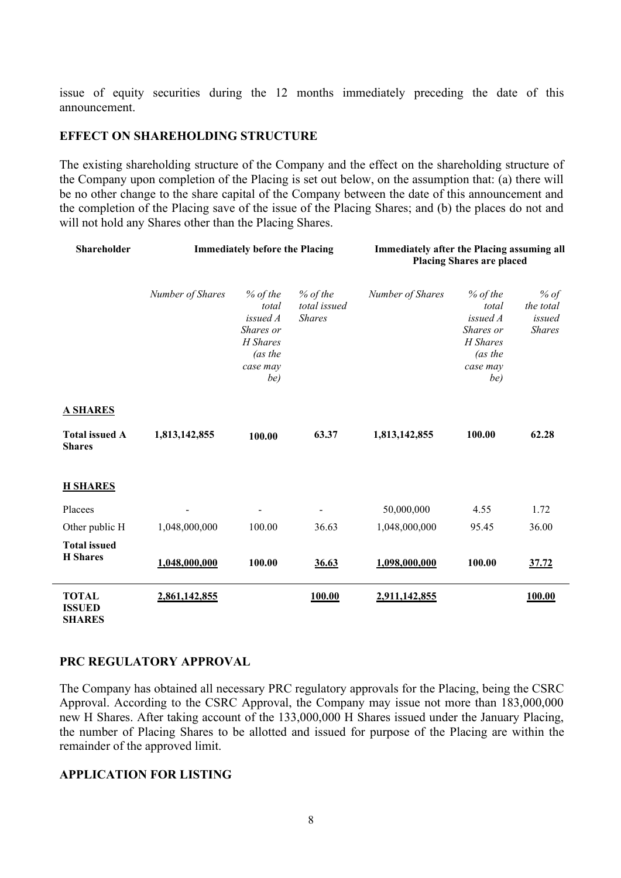issue of equity securities during the 12 months immediately preceding the date of this announcement.

## EFFECT ON SHAREHOLDING STRUCTURE

The existing shareholding structure of the Company and the effect on the shareholding structure of the Company upon completion of the Placing is set out below, on the assumption that: (a) there will be no other change to the share capital of the Company between the date of this announcement and the completion of the Placing save of the issue of the Placing Shares; and (b) the places do not and will not hold any Shares other than the Placing Shares.

| Shareholder | Immediately before the Placing | | | Immediately after the Placing assuming all Placing Shares are placed | | |
|---|---|---|---|---|---|---|
| | *Number of Shares* | *% of the total issued A Shares or H Shares (as the case may be)* | *% of the total issued Shares* | *Number of Shares* | *% of the total issued A Shares or H Shares (as the case may be)* | *% of the total issued Shares* |
| **A SHARES** | | | | | | |
| **Total issued A Shares** | **1,813,142,855** | **100.00** | **63.37** | **1,813,142,855** | **100.00** | **62.28** |
| **H SHARES** | | | | | | |
| Placees | - | - | - | 50,000,000 | 4.55 | 1.72 |
| Other public H | 1,048,000,000 | 100.00 | 36.63 | 1,048,000,000 | 95.45 | 36.00 |
| **Total issued H Shares** | **1,048,000,000** | **100.00** | **36.63** | **1,098,000,000** | **100.00** | **37.72** |
| **TOTAL ISSUED SHARES** | **2,861,142,855** | | **100.00** | **2,911,142,855** | | **100.00** |

## PRC REGULATORY APPROVAL

The Company has obtained all necessary PRC regulatory approvals for the Placing, being the CSRC Approval. According to the CSRC Approval, the Company may issue not more than 183,000,000 new H Shares. After taking account of the 133,000,000 H Shares issued under the January Placing, the number of Placing Shares to be allotted and issued for purpose of the Placing are within the remainder of the approved limit.

## APPLICATION FOR LISTING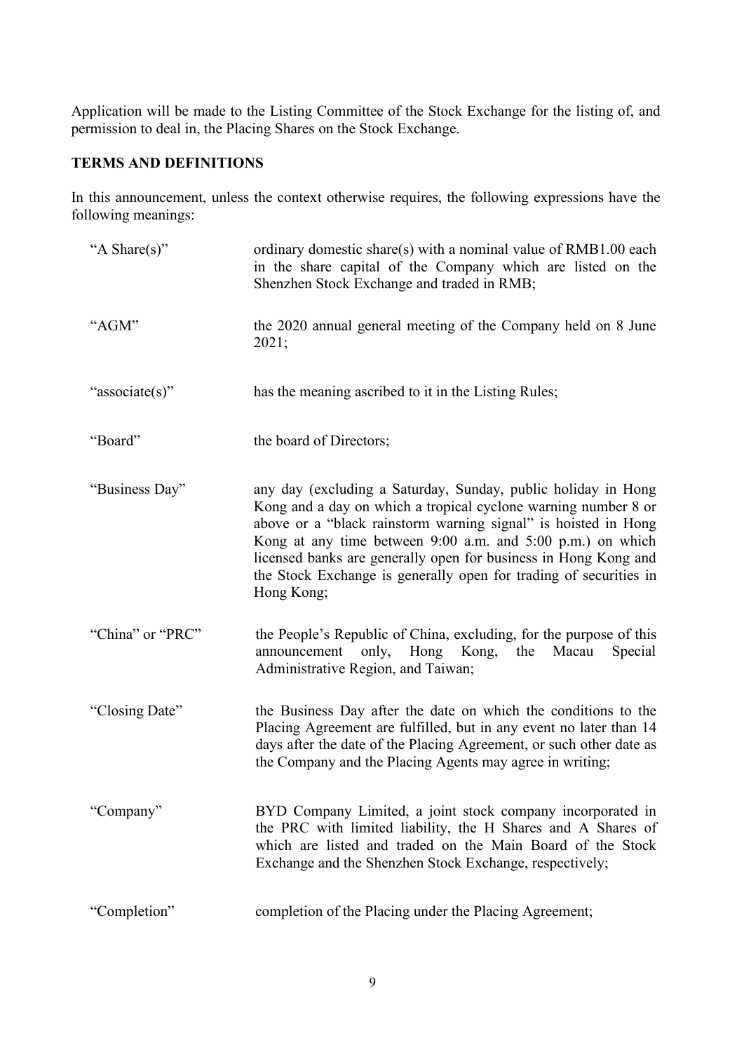Application will be made to the Listing Committee of the Stock Exchange for the listing of, and permission to deal in, the Placing Shares on the Stock Exchange.

## TERMS AND DEFINITIONS

In this announcement, unless the context otherwise requires, the following expressions have the following meanings:

| | |
|---|---|
| "A Share(s)" | ordinary domestic share(s) with a nominal value of RMB1.00 each in the share capital of the Company which are listed on the Shenzhen Stock Exchange and traded in RMB; |
| "AGM" | the 2020 annual general meeting of the Company held on 8 June 2021; |
| "associate(s)" | has the meaning ascribed to it in the Listing Rules; |
| "Board" | the board of Directors; |
| "Business Day" | any day (excluding a Saturday, Sunday, public holiday in Hong Kong and a day on which a tropical cyclone warning number 8 or above or a "black rainstorm warning signal" is hoisted in Hong Kong at any time between 9:00 a.m. and 5:00 p.m.) on which licensed banks are generally open for business in Hong Kong and the Stock Exchange is generally open for trading of securities in Hong Kong; |
| "China" or "PRC" | the People's Republic of China, excluding, for the purpose of this announcement only, Hong Kong, the Macau Special Administrative Region, and Taiwan; |
| "Closing Date" | the Business Day after the date on which the conditions to the Placing Agreement are fulfilled, but in any event no later than 14 days after the date of the Placing Agreement, or such other date as the Company and the Placing Agents may agree in writing; |
| "Company" | BYD Company Limited, a joint stock company incorporated in the PRC with limited liability, the H Shares and A Shares of which are listed and traded on the Main Board of the Stock Exchange and the Shenzhen Stock Exchange, respectively; |
| "Completion" | completion of the Placing under the Placing Agreement; |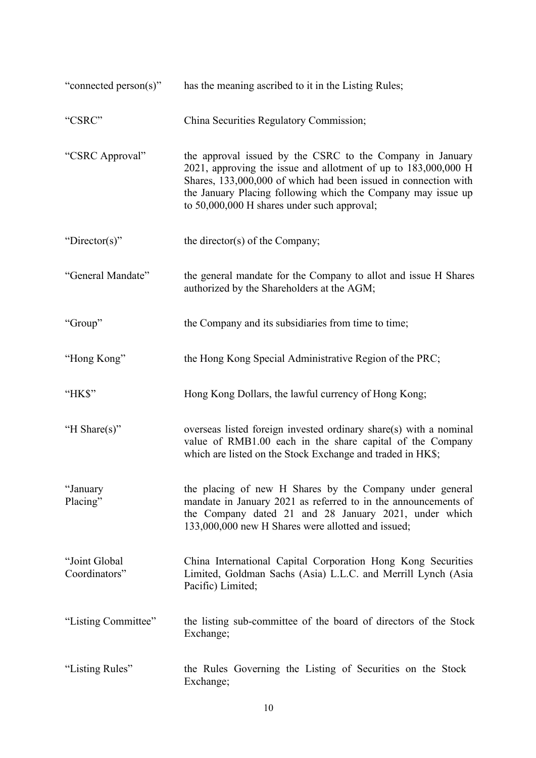| | |
|---|---|
| "connected person(s)" | has the meaning ascribed to it in the Listing Rules; |
| "CSRC" | China Securities Regulatory Commission; |
| "CSRC Approval" | the approval issued by the CSRC to the Company in January 2021, approving the issue and allotment of up to 183,000,000 H Shares, 133,000,000 of which had been issued in connection with the January Placing following which the Company may issue up to 50,000,000 H shares under such approval; |
| "Director(s)" | the director(s) of the Company; |
| "General Mandate" | the general mandate for the Company to allot and issue H Shares authorized by the Shareholders at the AGM; |
| "Group" | the Company and its subsidiaries from time to time; |
| "Hong Kong" | the Hong Kong Special Administrative Region of the PRC; |
| "HK$" | Hong Kong Dollars, the lawful currency of Hong Kong; |
| "H Share(s)" | overseas listed foreign invested ordinary share(s) with a nominal value of RMB1.00 each in the share capital of the Company which are listed on the Stock Exchange and traded in HK$; |
| "January Placing" | the placing of new H Shares by the Company under general mandate in January 2021 as referred to in the announcements of the Company dated 21 and 28 January 2021, under which 133,000,000 new H Shares were allotted and issued; |
| "Joint Global Coordinators" | China International Capital Corporation Hong Kong Securities Limited, Goldman Sachs (Asia) L.L.C. and Merrill Lynch (Asia Pacific) Limited; |
| "Listing Committee" | the listing sub-committee of the board of directors of the Stock Exchange; |
| "Listing Rules" | the Rules Governing the Listing of Securities on the Stock Exchange; |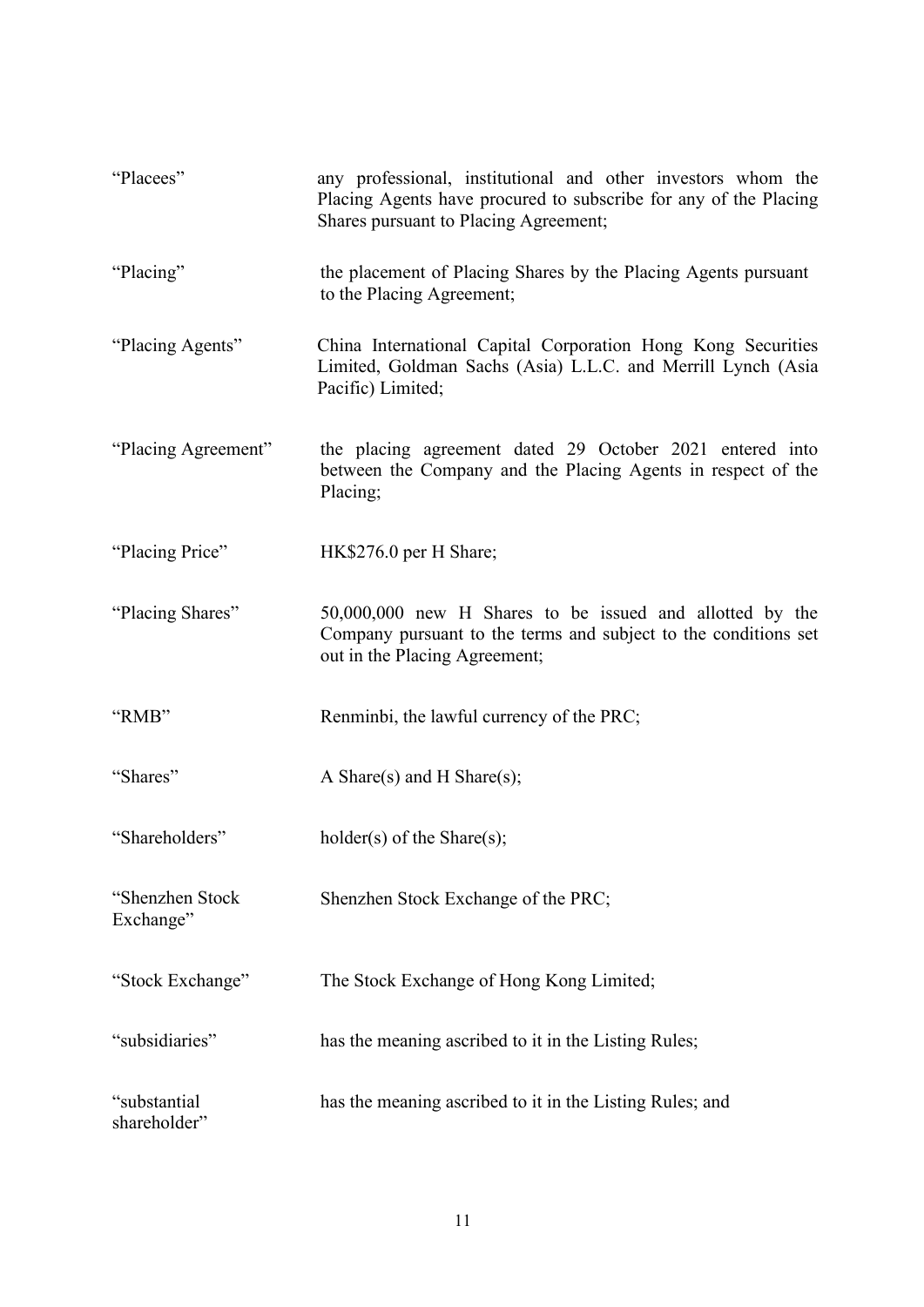| | |
|---|---|
| "Placees" | any professional, institutional and other investors whom the Placing Agents have procured to subscribe for any of the Placing Shares pursuant to Placing Agreement; |
| "Placing" | the placement of Placing Shares by the Placing Agents pursuant to the Placing Agreement; |
| "Placing Agents" | China International Capital Corporation Hong Kong Securities Limited, Goldman Sachs (Asia) L.L.C. and Merrill Lynch (Asia Pacific) Limited; |
| "Placing Agreement" | the placing agreement dated 29 October 2021 entered into between the Company and the Placing Agents in respect of the Placing; |
| "Placing Price" | HK$276.0 per H Share; |
| "Placing Shares" | 50,000,000 new H Shares to be issued and allotted by the Company pursuant to the terms and subject to the conditions set out in the Placing Agreement; |
| "RMB" | Renminbi, the lawful currency of the PRC; |
| "Shares" | A Share(s) and H Share(s); |
| "Shareholders" | holder(s) of the Share(s); |
| "Shenzhen Stock Exchange" | Shenzhen Stock Exchange of the PRC; |
| "Stock Exchange" | The Stock Exchange of Hong Kong Limited; |
| "subsidiaries" | has the meaning ascribed to it in the Listing Rules; |
| "substantial shareholder" | has the meaning ascribed to it in the Listing Rules; and |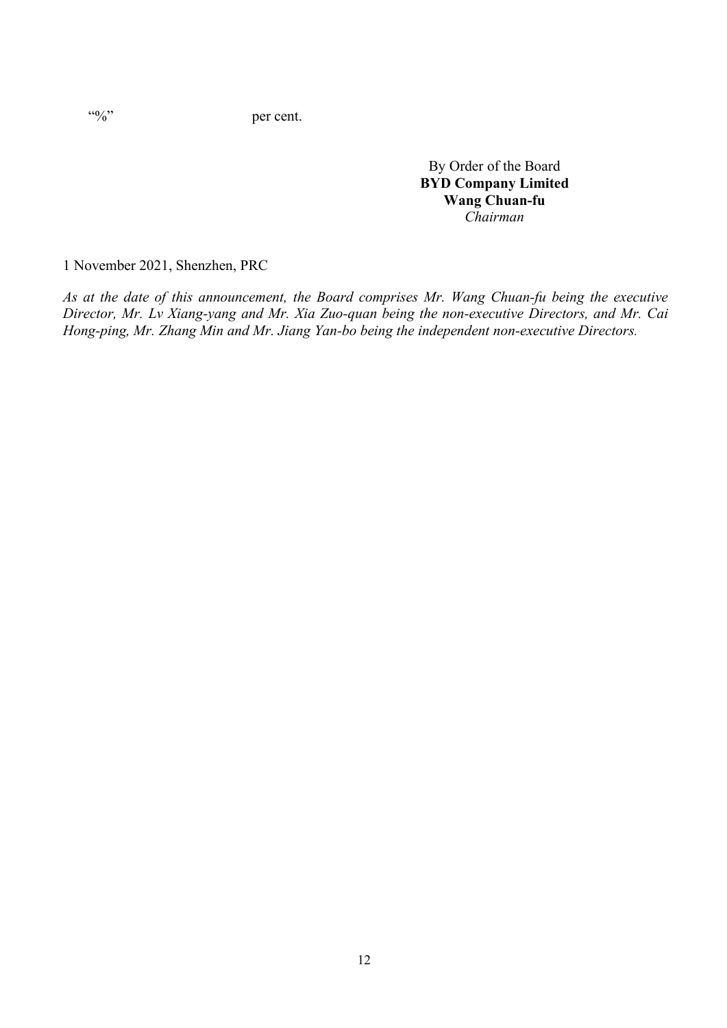| | |
|---|---|
| "%" | per cent. |

By Order of the Board
**BYD Company Limited**
**Wang Chuan-fu**
*Chairman*

1 November 2021, Shenzhen, PRC

*As at the date of this announcement, the Board comprises Mr. Wang Chuan-fu being the executive Director, Mr. Lv Xiang-yang and Mr. Xia Zuo-quan being the non-executive Directors, and Mr. Cai Hong-ping, Mr. Zhang Min and Mr. Jiang Yan-bo being the independent non-executive Directors.*